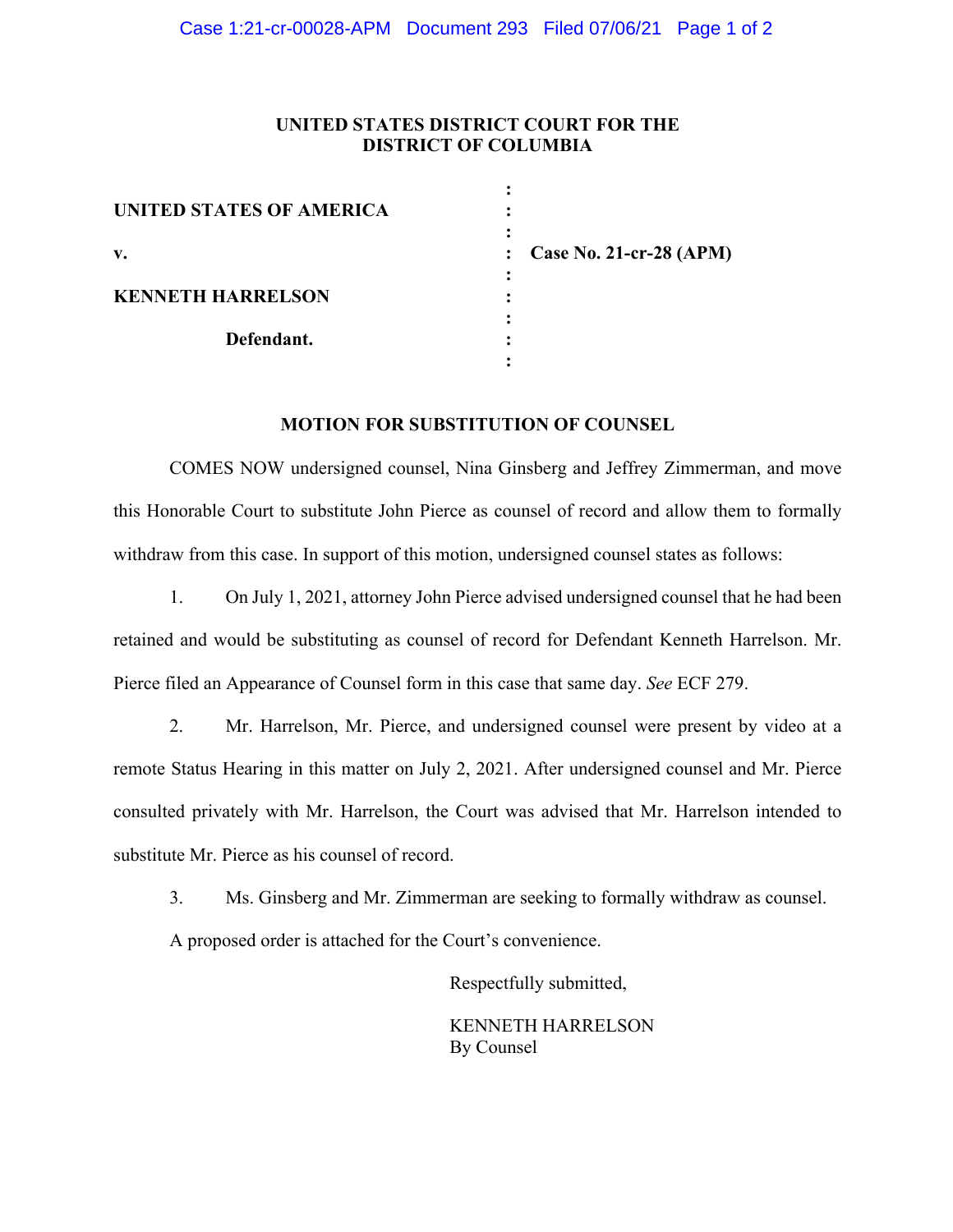**UNITED STATES DISTRICT COURT FOR THE DISTRICT OF COLUMBIA**

| | | |
|---|---|---|
| **UNITED STATES OF AMERICA** | : | |
| **v.** | : | **Case No. 21-cr-28 (APM)** |
| **KENNETH HARRELSON** | : | |
| **Defendant.** | : | |

**MOTION FOR SUBSTITUTION OF COUNSEL**

COMES NOW undersigned counsel, Nina Ginsberg and Jeffrey Zimmerman, and move this Honorable Court to substitute John Pierce as counsel of record and allow them to formally withdraw from this case. In support of this motion, undersigned counsel states as follows:

1. On July 1, 2021, attorney John Pierce advised undersigned counsel that he had been retained and would be substituting as counsel of record for Defendant Kenneth Harrelson. Mr. Pierce filed an Appearance of Counsel form in this case that same day. *See* ECF 279.

2. Mr. Harrelson, Mr. Pierce, and undersigned counsel were present by video at a remote Status Hearing in this matter on July 2, 2021. After undersigned counsel and Mr. Pierce consulted privately with Mr. Harrelson, the Court was advised that Mr. Harrelson intended to substitute Mr. Pierce as his counsel of record.

3. Ms. Ginsberg and Mr. Zimmerman are seeking to formally withdraw as counsel.

A proposed order is attached for the Court's convenience.

Respectfully submitted,

KENNETH HARRELSON
By Counsel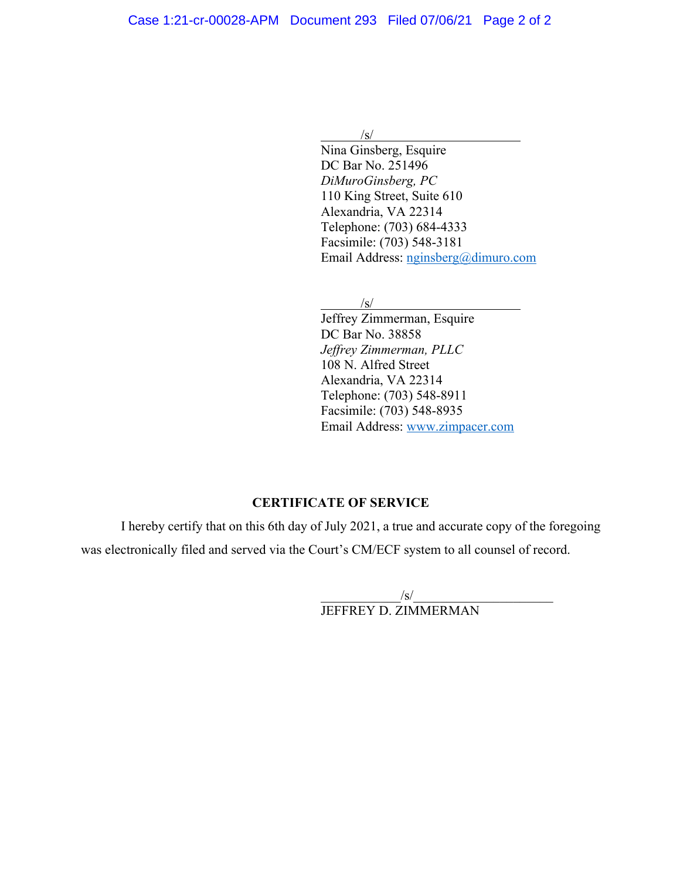/s/

Nina Ginsberg, Esquire
DC Bar No. 251496
*DiMuroGinsberg, PC*
110 King Street, Suite 610
Alexandria, VA 22314
Telephone: (703) 684-4333
Facsimile: (703) 548-3181
Email Address: nginsberg@dimuro.com

/s/

Jeffrey Zimmerman, Esquire
DC Bar No. 38858
*Jeffrey Zimmerman, PLLC*
108 N. Alfred Street
Alexandria, VA 22314
Telephone: (703) 548-8911
Facsimile: (703) 548-8935
Email Address: www.zimpacer.com

**CERTIFICATE OF SERVICE**

I hereby certify that on this 6th day of July 2021, a true and accurate copy of the foregoing was electronically filed and served via the Court's CM/ECF system to all counsel of record.

/s/

JEFFREY D. ZIMMERMAN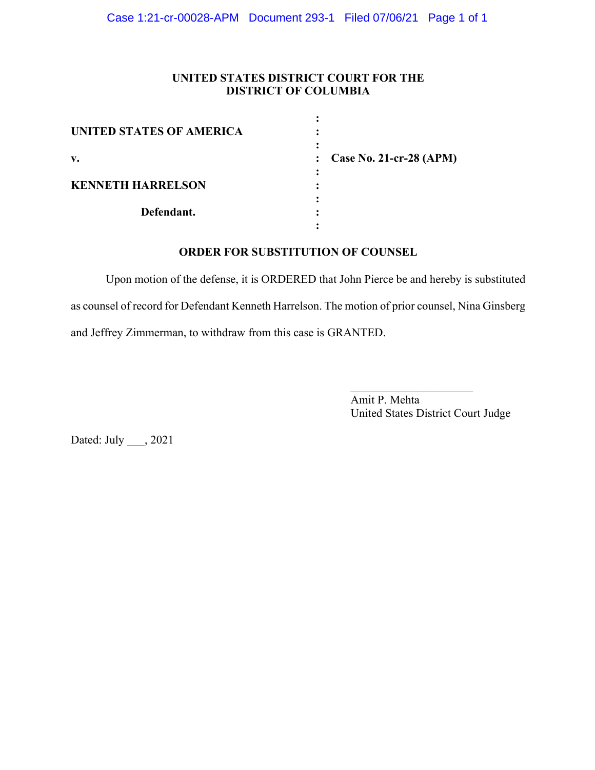**UNITED STATES DISTRICT COURT FOR THE**
**DISTRICT OF COLUMBIA**

| | | |
|---|---|---|
| **UNITED STATES OF AMERICA** | : | |
| **v.** | : | **Case No. 21-cr-28 (APM)** |
| **KENNETH HARRELSON** | : | |
| **Defendant.** | : | |

**ORDER FOR SUBSTITUTION OF COUNSEL**

Upon motion of the defense, it is ORDERED that John Pierce be and hereby is substituted as counsel of record for Defendant Kenneth Harrelson. The motion of prior counsel, Nina Ginsberg and Jeffrey Zimmerman, to withdraw from this case is GRANTED.

\_\_\_\_\_\_\_\_\_\_\_\_\_\_\_\_\_\_\_\_\_\_
Amit P. Mehta
United States District Court Judge

Dated: July \_\_\_, 2021